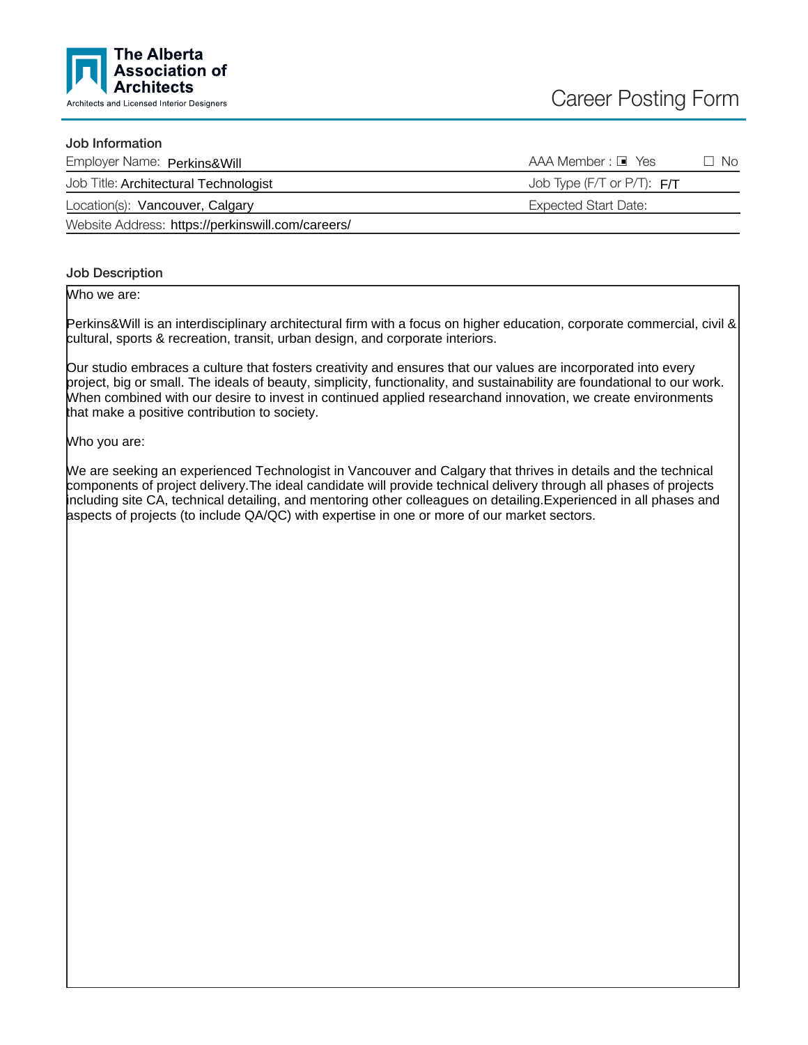The Alberta Association of Architects

Architects and Licensed Interior Designers

# Career Posting Form

## Job Information

| | |
|---|---|
| Employer Name: Perkins&Will | AAA Member : ■ Yes ☐ No |
| Job Title: Architectural Technologist | Job Type (F/T or P/T): F/T |
| Location(s): Vancouver, Calgary | Expected Start Date: |
| Website Address: https://perkinswill.com/careers/ | |

## Job Description

Who we are:

Perkins&Will is an interdisciplinary architectural firm with a focus on higher education, corporate commercial, civil & cultural, sports & recreation, transit, urban design, and corporate interiors.

Our studio embraces a culture that fosters creativity and ensures that our values are incorporated into every project, big or small. The ideals of beauty, simplicity, functionality, and sustainability are foundational to our work. When combined with our desire to invest in continued applied researchand innovation, we create environments that make a positive contribution to society.

Who you are:

We are seeking an experienced Technologist in Vancouver and Calgary that thrives in details and the technical components of project delivery.The ideal candidate will provide technical delivery through all phases of projects including site CA, technical detailing, and mentoring other colleagues on detailing.Experienced in all phases and aspects of projects (to include QA/QC) with expertise in one or more of our market sectors.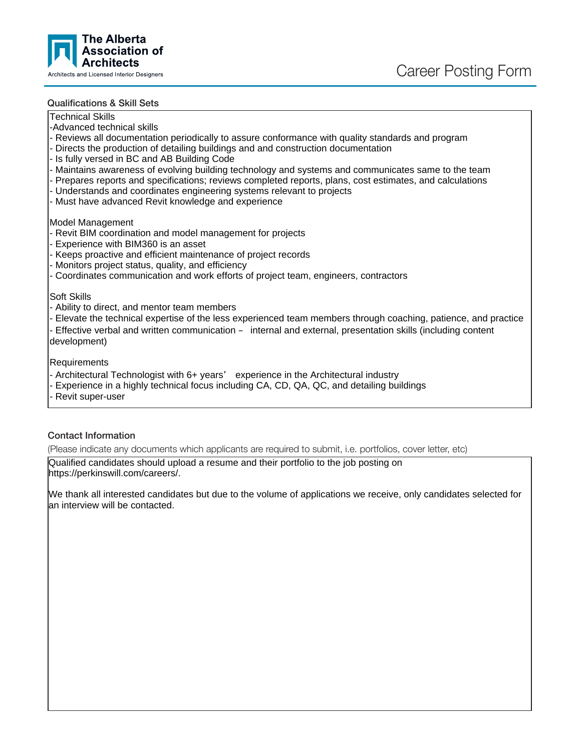## Qualifications & Skill Sets

Technical Skills

-Advanced technical skills
- Reviews all documentation periodically to assure conformance with quality standards and program
- Directs the production of detailing buildings and and construction documentation
- Is fully versed in BC and AB Building Code
- Maintains awareness of evolving building technology and systems and communicates same to the team
- Prepares reports and specifications; reviews completed reports, plans, cost estimates, and calculations
- Understands and coordinates engineering systems relevant to projects
- Must have advanced Revit knowledge and experience

Model Management

- Revit BIM coordination and model management for projects
- Experience with BIM360 is an asset
- Keeps proactive and efficient maintenance of project records
- Monitors project status, quality, and efficiency
- Coordinates communication and work efforts of project team, engineers, contractors

Soft Skills

- Ability to direct, and mentor team members
- Elevate the technical expertise of the less experienced team members through coaching, patience, and practice
- Effective verbal and written communication – internal and external, presentation skills (including content development)

Requirements

- Architectural Technologist with 6+ years' experience in the Architectural industry
- Experience in a highly technical focus including CA, CD, QA, QC, and detailing buildings
- Revit super-user

## Contact Information

(Please indicate any documents which applicants are required to submit, i.e. portfolios, cover letter, etc)

Qualified candidates should upload a resume and their portfolio to the job posting on https://perkinswill.com/careers/.

We thank all interested candidates but due to the volume of applications we receive, only candidates selected for an interview will be contacted.